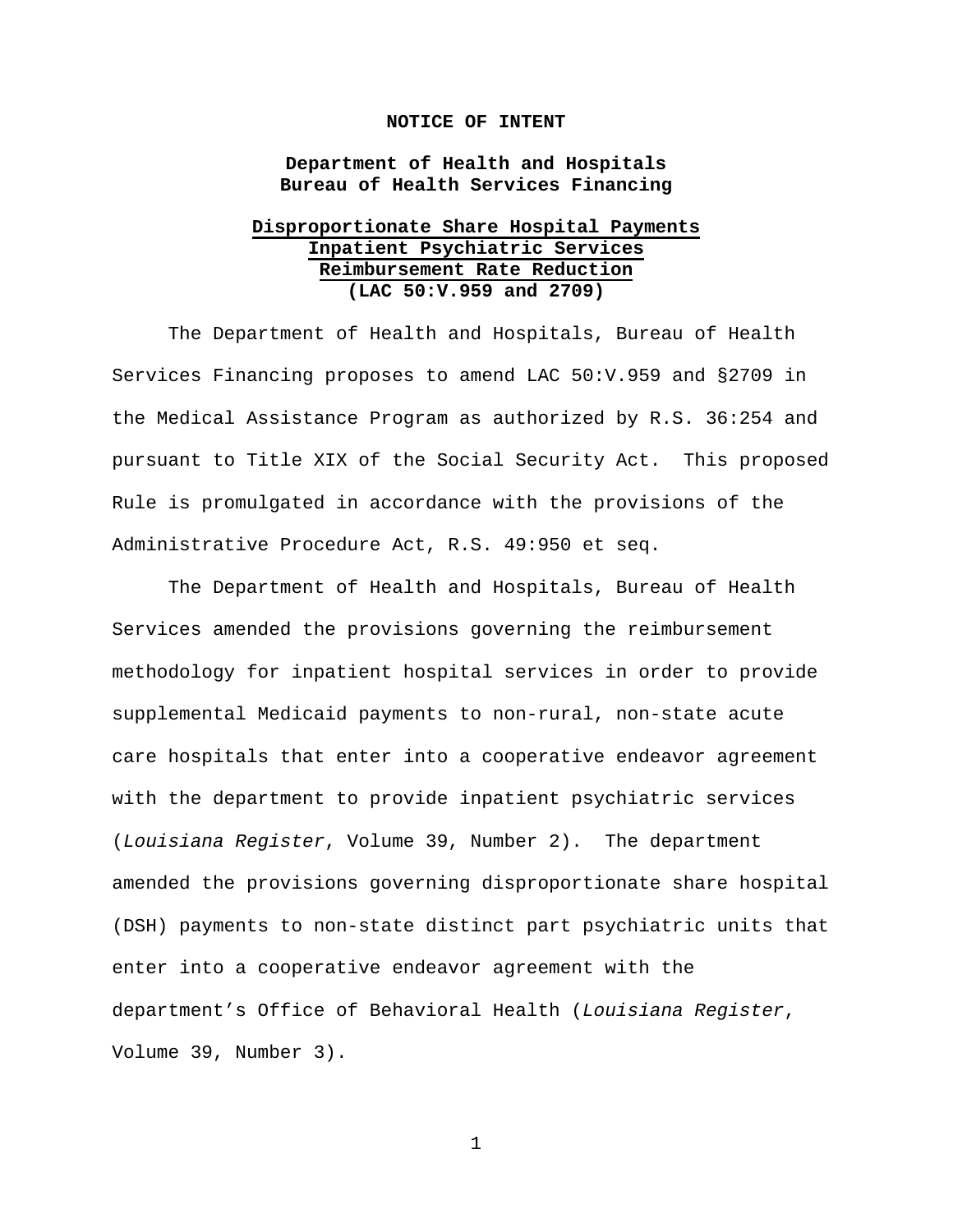**NOTICE OF INTENT**

**Department of Health and Hospitals**
**Bureau of Health Services Financing**

**Disproportionate Share Hospital Payments**
**Inpatient Psychiatric Services**
**Reimbursement Rate Reduction**
**(LAC 50:V.959 and 2709)**

The Department of Health and Hospitals, Bureau of Health Services Financing proposes to amend LAC 50:V.959 and §2709 in the Medical Assistance Program as authorized by R.S. 36:254 and pursuant to Title XIX of the Social Security Act. This proposed Rule is promulgated in accordance with the provisions of the Administrative Procedure Act, R.S. 49:950 et seq.

The Department of Health and Hospitals, Bureau of Health Services amended the provisions governing the reimbursement methodology for inpatient hospital services in order to provide supplemental Medicaid payments to non-rural, non-state acute care hospitals that enter into a cooperative endeavor agreement with the department to provide inpatient psychiatric services (*Louisiana Register*, Volume 39, Number 2). The department amended the provisions governing disproportionate share hospital (DSH) payments to non-state distinct part psychiatric units that enter into a cooperative endeavor agreement with the department's Office of Behavioral Health (*Louisiana Register*, Volume 39, Number 3).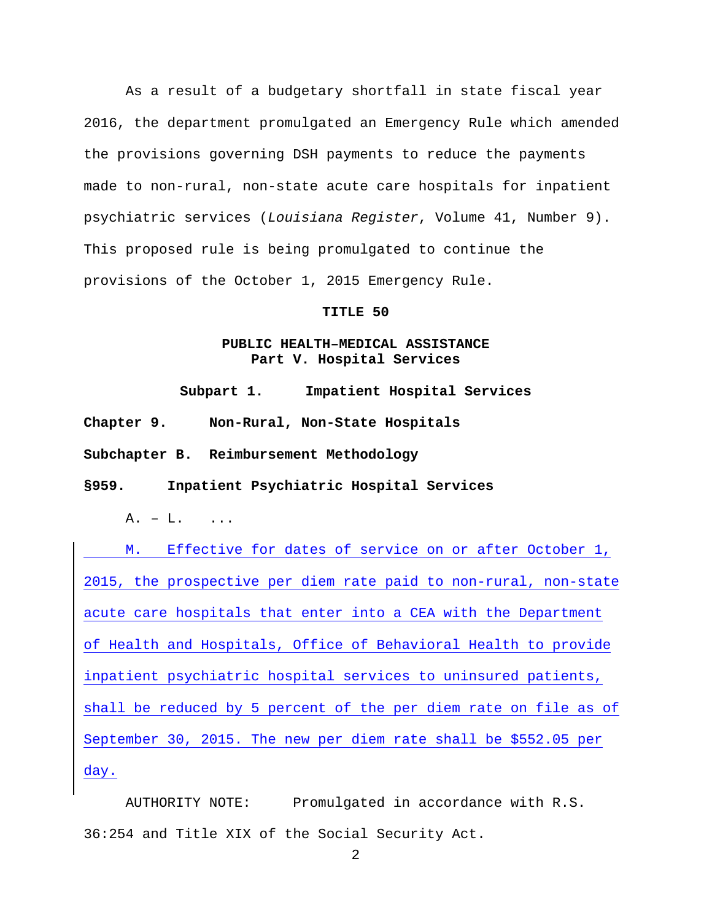As a result of a budgetary shortfall in state fiscal year 2016, the department promulgated an Emergency Rule which amended the provisions governing DSH payments to reduce the payments made to non-rural, non-state acute care hospitals for inpatient psychiatric services (*Louisiana Register*, Volume 41, Number 9). This proposed rule is being promulgated to continue the provisions of the October 1, 2015 Emergency Rule.

**TITLE 50**

**PUBLIC HEALTH–MEDICAL ASSISTANCE**
**Part V. Hospital Services**

**Subpart 1. Impatient Hospital Services**

**Chapter 9. Non-Rural, Non-State Hospitals**

**Subchapter B. Reimbursement Methodology**

**§959. Inpatient Psychiatric Hospital Services**

A. – L. ...

M. Effective for dates of service on or after October 1, 2015, the prospective per diem rate paid to non-rural, non-state acute care hospitals that enter into a CEA with the Department of Health and Hospitals, Office of Behavioral Health to provide inpatient psychiatric hospital services to uninsured patients, shall be reduced by 5 percent of the per diem rate on file as of September 30, 2015. The new per diem rate shall be $552.05 per day.

AUTHORITY NOTE: Promulgated in accordance with R.S. 36:254 and Title XIX of the Social Security Act.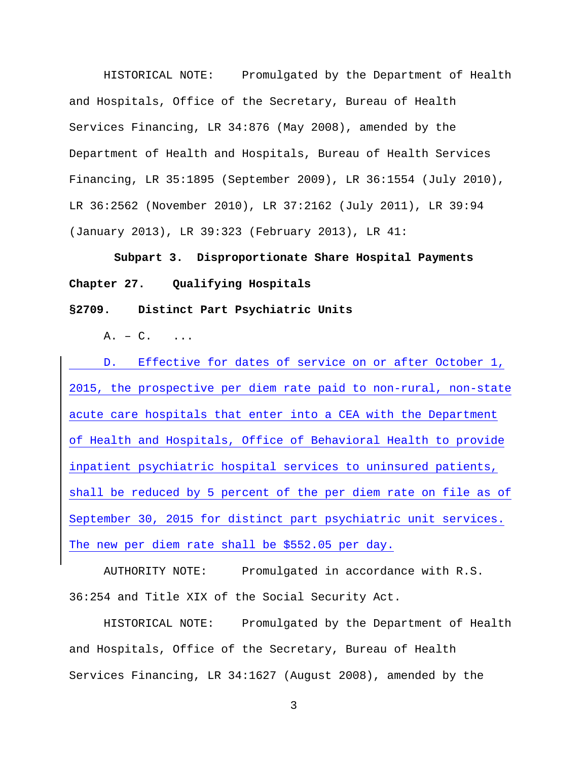HISTORICAL NOTE: Promulgated by the Department of Health and Hospitals, Office of the Secretary, Bureau of Health Services Financing, LR 34:876 (May 2008), amended by the Department of Health and Hospitals, Bureau of Health Services Financing, LR 35:1895 (September 2009), LR 36:1554 (July 2010), LR 36:2562 (November 2010), LR 37:2162 (July 2011), LR 39:94 (January 2013), LR 39:323 (February 2013), LR 41:

### Subpart 3. Disproportionate Share Hospital Payments

### Chapter 27. Qualifying Hospitals

### §2709. Distinct Part Psychiatric Units

A. – C. ...

D. Effective for dates of service on or after October 1, 2015, the prospective per diem rate paid to non-rural, non-state acute care hospitals that enter into a CEA with the Department of Health and Hospitals, Office of Behavioral Health to provide inpatient psychiatric hospital services to uninsured patients, shall be reduced by 5 percent of the per diem rate on file as of September 30, 2015 for distinct part psychiatric unit services. The new per diem rate shall be $552.05 per day.

AUTHORITY NOTE: Promulgated in accordance with R.S. 36:254 and Title XIX of the Social Security Act.

HISTORICAL NOTE: Promulgated by the Department of Health and Hospitals, Office of the Secretary, Bureau of Health Services Financing, LR 34:1627 (August 2008), amended by the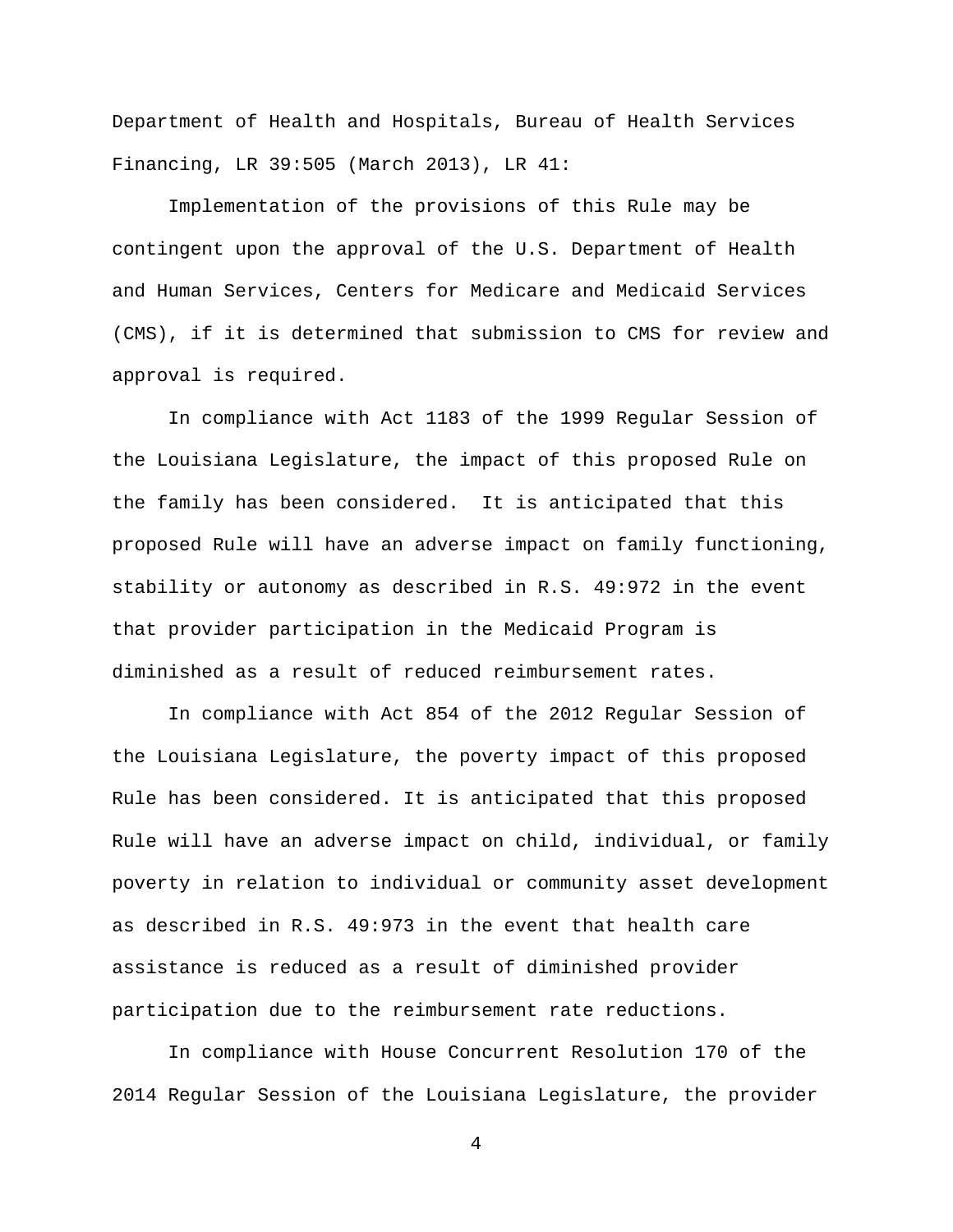Department of Health and Hospitals, Bureau of Health Services Financing, LR 39:505 (March 2013), LR 41:

Implementation of the provisions of this Rule may be contingent upon the approval of the U.S. Department of Health and Human Services, Centers for Medicare and Medicaid Services (CMS), if it is determined that submission to CMS for review and approval is required.

In compliance with Act 1183 of the 1999 Regular Session of the Louisiana Legislature, the impact of this proposed Rule on the family has been considered. It is anticipated that this proposed Rule will have an adverse impact on family functioning, stability or autonomy as described in R.S. 49:972 in the event that provider participation in the Medicaid Program is diminished as a result of reduced reimbursement rates.

In compliance with Act 854 of the 2012 Regular Session of the Louisiana Legislature, the poverty impact of this proposed Rule has been considered. It is anticipated that this proposed Rule will have an adverse impact on child, individual, or family poverty in relation to individual or community asset development as described in R.S. 49:973 in the event that health care assistance is reduced as a result of diminished provider participation due to the reimbursement rate reductions.

In compliance with House Concurrent Resolution 170 of the 2014 Regular Session of the Louisiana Legislature, the provider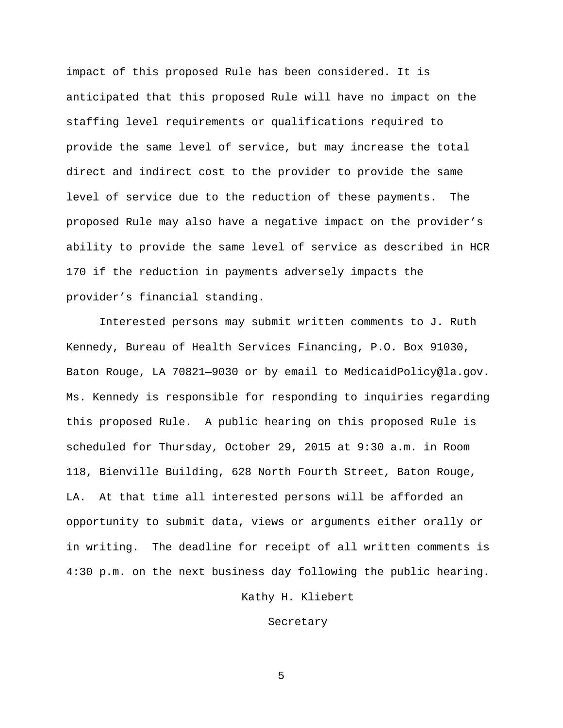impact of this proposed Rule has been considered. It is anticipated that this proposed Rule will have no impact on the staffing level requirements or qualifications required to provide the same level of service, but may increase the total direct and indirect cost to the provider to provide the same level of service due to the reduction of these payments. The proposed Rule may also have a negative impact on the provider's ability to provide the same level of service as described in HCR 170 if the reduction in payments adversely impacts the provider's financial standing.

Interested persons may submit written comments to J. Ruth Kennedy, Bureau of Health Services Financing, P.O. Box 91030, Baton Rouge, LA 70821—9030 or by email to MedicaidPolicy@la.gov. Ms. Kennedy is responsible for responding to inquiries regarding this proposed Rule. A public hearing on this proposed Rule is scheduled for Thursday, October 29, 2015 at 9:30 a.m. in Room 118, Bienville Building, 628 North Fourth Street, Baton Rouge, LA. At that time all interested persons will be afforded an opportunity to submit data, views or arguments either orally or in writing. The deadline for receipt of all written comments is 4:30 p.m. on the next business day following the public hearing.

Kathy H. Kliebert

Secretary